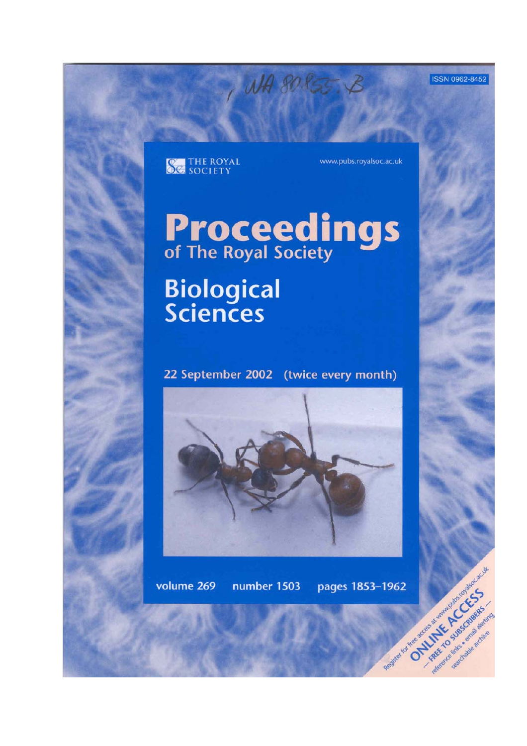, WA 80855. B

ISSN 0962-8452

THE ROYAL SOCIETY

www.pubs.royalsoc.ac.uk

# Proceedings
## of The Royal Society

# Biological Sciences

22 September 2002 (twice every month)

volume 269 number 1503 pages 1853–1962

Register for free access at www.pubs.royalsoc.ac.uk

ONLINE ACCESS — FREE TO SUBSCRIBERS — reference links • email alerting searchable archive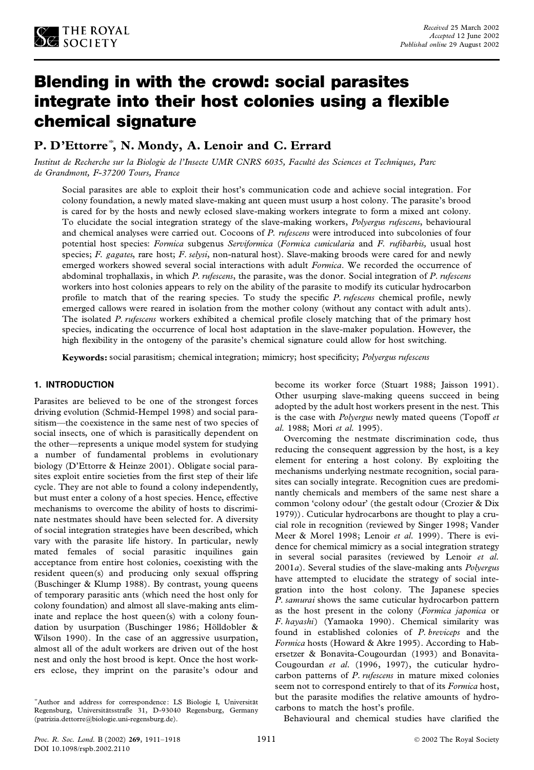# Blending in with the crowd: social parasites integrate into their host colonies using a flexible chemical signature

**P. D'Ettorre[*], N. Mondy, A. Lenoir and C. Errard**

*Institut de Recherche sur la Biologie de l'Insecte UMR CNRS 6035, Faculté des Sciences et Techniques, Parc de Grandmont, F-37200 Tours, France*

Social parasites are able to exploit their host's communication code and achieve social integration. For colony foundation, a newly mated slave-making ant queen must usurp a host colony. The parasite's brood is cared for by the hosts and newly eclosed slave-making workers integrate to form a mixed ant colony. To elucidate the social integration strategy of the slave-making workers, *Polyergus rufescens*, behavioural and chemical analyses were carried out. Cocoons of *P. rufescens* were introduced into subcolonies of four potential host species: *Formica* subgenus *Serviformica* (*Formica cunicularia* and *F. rufibarbis,* usual host species; *F. gagates*, rare host; *F. selysi*, non-natural host). Slave-making broods were cared for and newly emerged workers showed several social interactions with adult *Formica*. We recorded the occurrence of abdominal trophallaxis, in which *P. rufescens*, the parasite, was the donor. Social integration of *P. rufescens* workers into host colonies appears to rely on the ability of the parasite to modify its cuticular hydrocarbon profile to match that of the rearing species. To study the specific *P. rufescens* chemical profile, newly emerged callows were reared in isolation from the mother colony (without any contact with adult ants). The isolated *P. rufescens* workers exhibited a chemical profile closely matching that of the primary host species, indicating the occurrence of local host adaptation in the slave-maker population. However, the high flexibility in the ontogeny of the parasite's chemical signature could allow for host switching.

**Keywords:** social parasitism; chemical integration; mimicry; host specificity; *Polyergus rufescens*

## 1. INTRODUCTION

Parasites are believed to be one of the strongest forces driving evolution (Schmid-Hempel 1998) and social parasitism—the coexistence in the same nest of two species of social insects, one of which is parasitically dependent on the other—represents a unique model system for studying a number of fundamental problems in evolutionary biology (D'Ettorre & Heinze 2001). Obligate social parasites exploit entire societies from the first step of their life cycle. They are not able to found a colony independently, but must enter a colony of a host species. Hence, effective mechanisms to overcome the ability of hosts to discriminate nestmates should have been selected for. A diversity of social integration strategies have been described, which vary with the parasite life history. In particular, newly mated females of social parasitic inquilines gain acceptance from entire host colonies, coexisting with the resident queen(s) and producing only sexual offspring (Buschinger & Klump 1988). By contrast, young queens of temporary parasitic ants (which need the host only for colony foundation) and almost all slave-making ants eliminate and replace the host queen(s) with a colony foundation by usurpation (Buschinger 1986; Hölldobler & Wilson 1990). In the case of an aggressive usurpation, almost all of the adult workers are driven out of the host nest and only the host brood is kept. Once the host workers eclose, they imprint on the parasite's odour and become its worker force (Stuart 1988; Jaisson 1991). Other usurping slave-making queens succeed in being adopted by the adult host workers present in the nest. This is the case with *Polyergus* newly mated queens (Topoff *et al.* 1988; Mori *et al.* 1995).

Overcoming the nestmate discrimination code, thus reducing the consequent aggression by the host, is a key element for entering a host colony. By exploiting the mechanisms underlying nestmate recognition, social parasites can socially integrate. Recognition cues are predominantly chemicals and members of the same nest share a common 'colony odour' (the gestalt odour (Crozier & Dix 1979)). Cuticular hydrocarbons are thought to play a crucial role in recognition (reviewed by Singer 1998; Vander Meer & Morel 1998; Lenoir *et al.* 1999). There is evidence for chemical mimicry as a social integration strategy in several social parasites (reviewed by Lenoir *et al.* 2001*a*). Several studies of the slave-making ants *Polyergus* have attempted to elucidate the strategy of social integration into the host colony. The Japanese species *P. samurai* shows the same cuticular hydrocarbon pattern as the host present in the colony (*Formica japonica* or *F. hayashi*) (Yamaoka 1990). Chemical similarity was found in established colonies of *P. breviceps* and the *Formica* hosts (Howard & Akre 1995). According to Habersetzer & Bonavita-Cougourdan (1993) and Bonavita-Cougourdan *et al.* (1996, 1997), the cuticular hydrocarbon patterns of *P. rufescens* in mature mixed colonies seem not to correspond entirely to that of its *Formica* host, but the parasite modifies the relative amounts of hydrocarbons to match the host's profile.

Behavioural and chemical studies have clarified the

[*] Author and address for correspondence: LS Biologie I, Universität Regensburg, Universitätsstraße 31, D-93040 Regensburg, Germany (patrizia.dettorre@biologie.uni-regensburg.de).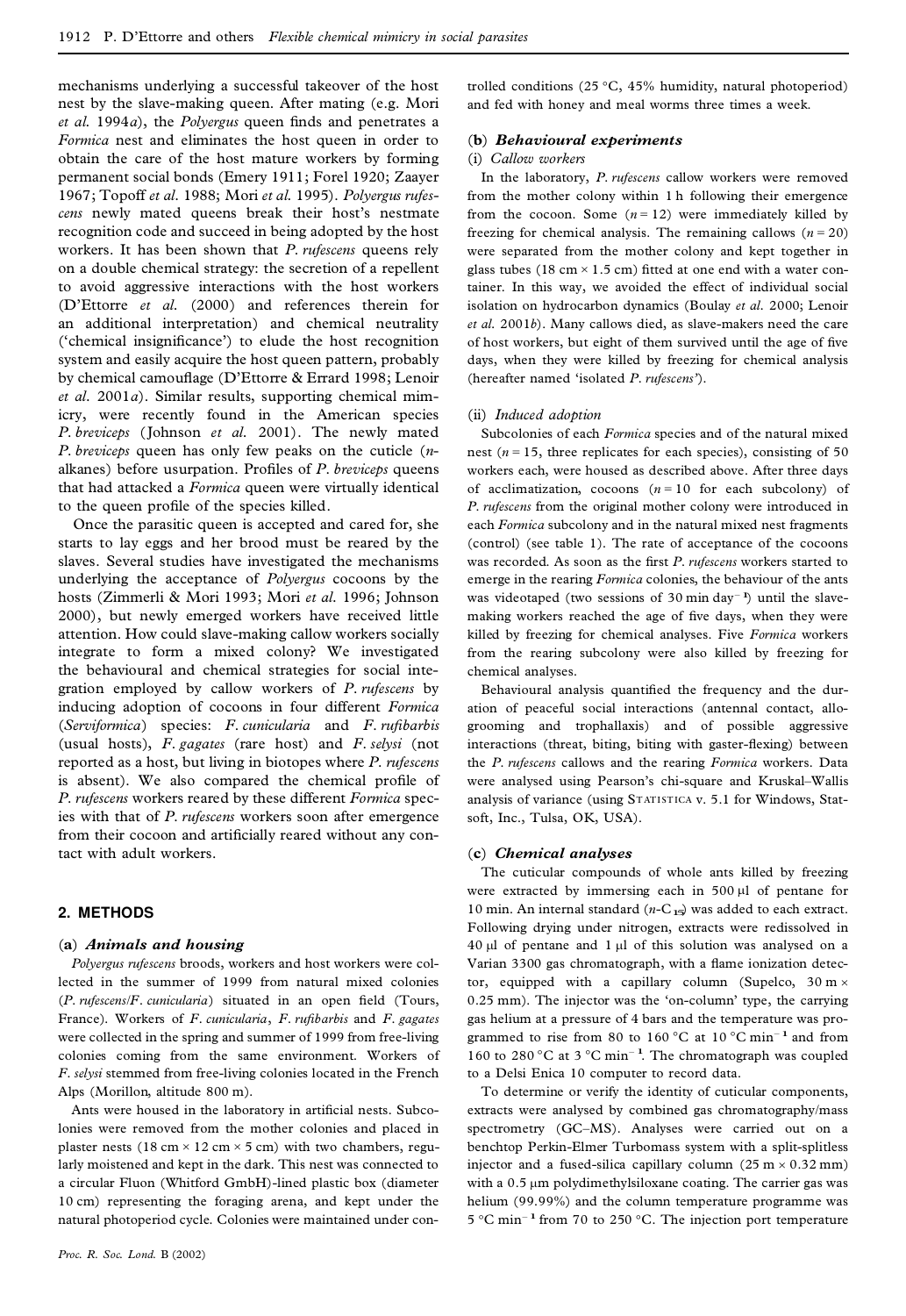mechanisms underlying a successful takeover of the host nest by the slave-making queen. After mating (e.g. Mori *et al.* 1994*a*), the *Polyergus* queen finds and penetrates a *Formica* nest and eliminates the host queen in order to obtain the care of the host mature workers by forming permanent social bonds (Emery 1911; Forel 1920; Zaayer 1967; Topoff *et al.* 1988; Mori *et al.* 1995). *Polyergus rufescens* newly mated queens break their host's nestmate recognition code and succeed in being adopted by the host workers. It has been shown that *P. rufescens* queens rely on a double chemical strategy: the secretion of a repellent to avoid aggressive interactions with the host workers (D'Ettorre *et al.* (2000) and references therein for an additional interpretation) and chemical neutrality ('chemical insignificance') to elude the host recognition system and easily acquire the host queen pattern, probably by chemical camouflage (D'Ettorre & Errard 1998; Lenoir *et al.* 2001*a*). Similar results, supporting chemical mimicry, were recently found in the American species *P. breviceps* (Johnson *et al.* 2001). The newly mated *P. breviceps* queen has only few peaks on the cuticle (*n*-alkanes) before usurpation. Profiles of *P. breviceps* queens that had attacked a *Formica* queen were virtually identical to the queen profile of the species killed.

Once the parasitic queen is accepted and cared for, she starts to lay eggs and her brood must be reared by the slaves. Several studies have investigated the mechanisms underlying the acceptance of *Polyergus* cocoons by the hosts (Zimmerli & Mori 1993; Mori *et al.* 1996; Johnson 2000), but newly emerged workers have received little attention. How could slave-making callow workers socially integrate to form a mixed colony? We investigated the behavioural and chemical strategies for social integration employed by callow workers of *P. rufescens* by inducing adoption of cocoons in four different *Formica* (*Serviformica*) species: *F. cunicularia* and *F. rufibarbis* (usual hosts), *F. gagates* (rare host) and *F. selysi* (not reported as a host, but living in biotopes where *P. rufescens* is absent). We also compared the chemical profile of *P. rufescens* workers reared by these different *Formica* species with that of *P. rufescens* workers soon after emergence from their cocoon and artificially reared without any contact with adult workers.

## 2. METHODS

### (a) *Animals and housing*

*Polyergus rufescens* broods, workers and host workers were collected in the summer of 1999 from natural mixed colonies (*P. rufescens*/*F. cunicularia*) situated in an open field (Tours, France). Workers of *F. cunicularia*, *F. rufibarbis* and *F. gagates* were collected in the spring and summer of 1999 from free-living colonies coming from the same environment. Workers of *F. selysi* stemmed from free-living colonies located in the French Alps (Morillon, altitude 800 m).

Ants were housed in the laboratory in artificial nests. Subcolonies were removed from the mother colonies and placed in plaster nests (18 cm × 12 cm × 5 cm) with two chambers, regularly moistened and kept in the dark. This nest was connected to a circular Fluon (Whitford GmbH)-lined plastic box (diameter 10 cm) representing the foraging arena, and kept under the natural photoperiod cycle. Colonies were maintained under controlled conditions (25 °C, 45% humidity, natural photoperiod) and fed with honey and meal worms three times a week.

### (b) *Behavioural experiments*

#### (i) *Callow workers*

In the laboratory, *P. rufescens* callow workers were removed from the mother colony within 1 h following their emergence from the cocoon. Some ($n = 12$) were immediately killed by freezing for chemical analysis. The remaining callows ($n = 20$) were separated from the mother colony and kept together in glass tubes (18 cm × 1.5 cm) fitted at one end with a water container. In this way, we avoided the effect of individual social isolation on hydrocarbon dynamics (Boulay *et al.* 2000; Lenoir *et al.* 2001*b*). Many callows died, as slave-makers need the care of host workers, but eight of them survived until the age of five days, when they were killed by freezing for chemical analysis (hereafter named 'isolated *P. rufescens*').

#### (ii) *Induced adoption*

Subcolonies of each *Formica* species and of the natural mixed nest ($n = 15$, three replicates for each species), consisting of 50 workers each, were housed as described above. After three days of acclimatization, cocoons ($n = 10$ for each subcolony) of *P. rufescens* from the original mother colony were introduced in each *Formica* subcolony and in the natural mixed nest fragments (control) (see table 1). The rate of acceptance of the cocoons was recorded. As soon as the first *P. rufescens* workers started to emerge in the rearing *Formica* colonies, the behaviour of the ants was videotaped (two sessions of 30 min day$^{-1}$) until the slave-making workers reached the age of five days, when they were killed by freezing for chemical analyses. Five *Formica* workers from the rearing subcolony were also killed by freezing for chemical analyses.

Behavioural analysis quantified the frequency and the duration of peaceful social interactions (antennal contact, allogrooming and trophallaxis) and of possible aggressive interactions (threat, biting, biting with gaster-flexing) between the *P. rufescens* callows and the rearing *Formica* workers. Data were analysed using Pearson's chi-square and Kruskal–Wallis analysis of variance (using STATISTICA v. 5.1 for Windows, Statsoft, Inc., Tulsa, OK, USA).

### (c) *Chemical analyses*

The cuticular compounds of whole ants killed by freezing were extracted by immersing each in 500 µl of pentane for 10 min. An internal standard ($n$-$C_{15}$) was added to each extract. Following drying under nitrogen, extracts were redissolved in 40 µl of pentane and 1 µl of this solution was analysed on a Varian 3300 gas chromatograph, with a flame ionization detector, equipped with a capillary column (Supelco, 30 m × 0.25 mm). The injector was the 'on-column' type, the carrying gas helium at a pressure of 4 bars and the temperature was programmed to rise from 80 to 160 °C at 10 °C min$^{-1}$ and from 160 to 280 °C at 3 °C min$^{-1}$. The chromatograph was coupled to a Delsi Enica 10 computer to record data.

To determine or verify the identity of cuticular components, extracts were analysed by combined gas chromatography/mass spectrometry (GC–MS). Analyses were carried out on a benchtop Perkin-Elmer Turbomass system with a split-splitless injector and a fused-silica capillary column (25 m × 0.32 mm) with a 0.5 µm polydimethylsiloxane coating. The carrier gas was helium (99.99%) and the column temperature programme was 5 °C min$^{-1}$ from 70 to 250 °C. The injection port temperature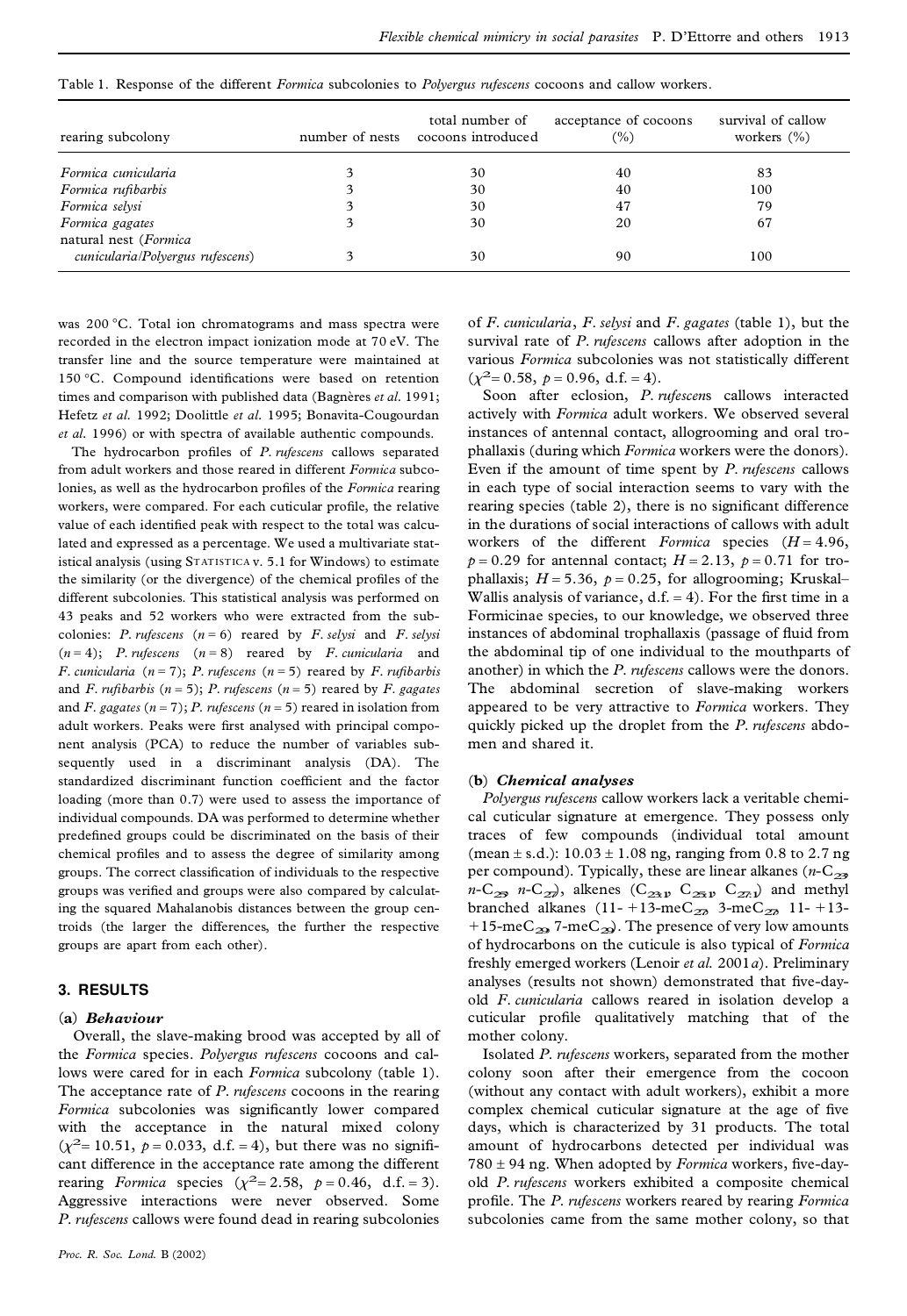Table 1. Response of the different *Formica* subcolonies to *Polyergus rufescens* cocoons and callow workers.

| rearing subcolony | number of nests | total number of cocoons introduced | acceptance of cocoons (%) | survival of callow workers (%) |
|---|---|---|---|---|
| *Formica cunicularia* | 3 | 30 | 40 | 83 |
| *Formica rufibarbis* | 3 | 30 | 40 | 100 |
| *Formica selysi* | 3 | 30 | 47 | 79 |
| *Formica gagates* | 3 | 30 | 20 | 67 |
| natural nest (*Formica cunicularia*/*Polyergus rufescens*) | 3 | 30 | 90 | 100 |

was 200 °C. Total ion chromatograms and mass spectra were recorded in the electron impact ionization mode at 70 eV. The transfer line and the source temperature were maintained at 150 °C. Compound identifications were based on retention times and comparison with published data (Bagnères *et al.* 1991; Hefetz *et al.* 1992; Doolittle *et al.* 1995; Bonavita-Cougourdan *et al.* 1996) or with spectra of available authentic compounds.

The hydrocarbon profiles of *P. rufescens* callows separated from adult workers and those reared in different *Formica* subcolonies, as well as the hydrocarbon profiles of the *Formica* rearing workers, were compared. For each cuticular profile, the relative value of each identified peak with respect to the total was calculated and expressed as a percentage. We used a multivariate statistical analysis (using STATISTICA v. 5.1 for Windows) to estimate the similarity (or the divergence) of the chemical profiles of the different subcolonies. This statistical analysis was performed on 43 peaks and 52 workers who were extracted from the subcolonies: *P. rufescens* ($n = 6$) reared by *F. selysi* and *F. selysi* ($n = 4$); *P. rufescens* ($n = 8$) reared by *F. cunicularia* and *F. cunicularia* ($n = 7$); *P. rufescens* ($n = 5$) reared by *F. rufibarbis* and *F. rufibarbis* ($n = 5$); *P. rufescens* ($n = 5$) reared by *F. gagates* and *F. gagates* ($n = 7$); *P. rufescens* ($n = 5$) reared in isolation from adult workers. Peaks were first analysed with principal component analysis (PCA) to reduce the number of variables subsequently used in a discriminant analysis (DA). The standardized discriminant function coefficient and the factor loading (more than 0.7) were used to assess the importance of individual compounds. DA was performed to determine whether predefined groups could be discriminated on the basis of their chemical profiles and to assess the degree of similarity among groups. The correct classification of individuals to the respective groups was verified and groups were also compared by calculating the squared Mahalanobis distances between the group centroids (the larger the differences, the further the respective groups are apart from each other).

## 3. RESULTS

### (a) *Behaviour*

Overall, the slave-making brood was accepted by all of the *Formica* species. *Polyergus rufescens* cocoons and callows were cared for in each *Formica* subcolony (table 1). The acceptance rate of *P. rufescens* cocoons in the rearing *Formica* subcolonies was significantly lower compared with the acceptance in the natural mixed colony ($\chi^2 = 10.51$, $p = 0.033$, d.f. = 4), but there was no significant difference in the acceptance rate among the different rearing *Formica* species ($\chi^2 = 2.58$, $p = 0.46$, d.f. = 3). Aggressive interactions were never observed. Some *P. rufescens* callows were found dead in rearing subcolonies of *F. cunicularia*, *F. selysi* and *F. gagates* (table 1), but the survival rate of *P. rufescens* callows after adoption in the various *Formica* subcolonies was not statistically different ($\chi^2 = 0.58$, $p = 0.96$, d.f. = 4).

Soon after eclosion, *P. rufescens* callows interacted actively with *Formica* adult workers. We observed several instances of antennal contact, allogrooming and oral trophallaxis (during which *Formica* workers were the donors). Even if the amount of time spent by *P. rufescens* callows in each type of social interaction seems to vary with the rearing species (table 2), there is no significant difference in the durations of social interactions of callows with adult workers of the different *Formica* species ($H = 4.96$, $p = 0.29$ for antennal contact; $H = 2.13$, $p = 0.71$ for trophallaxis; $H = 5.36$, $p = 0.25$, for allogrooming; Kruskal–Wallis analysis of variance, d.f. = 4). For the first time in a Formicinae species, to our knowledge, we observed three instances of abdominal trophallaxis (passage of fluid from the abdominal tip of one individual to the mouthparts of another) in which the *P. rufescens* callows were the donors. The abdominal secretion of slave-making workers appeared to be very attractive to *Formica* workers. They quickly picked up the droplet from the *P. rufescens* abdomen and shared it.

### (b) *Chemical analyses*

*Polyergus rufescens* callow workers lack a veritable chemical cuticular signature at emergence. They possess only traces of few compounds (individual total amount (mean ± s.d.): $10.03 \pm 1.08$ ng, ranging from 0.8 to 2.7 ng per compound). Typically, these are linear alkanes ($n$-$C_{23}$, $n$-$C_{25}$, $n$-$C_{27}$), alkenes ($C_{23:1}$, $C_{25:1}$, $C_{27:1}$) and methyl branched alkanes (11- +13-me$C_{27}$, 3-me$C_{27}$, 11- +13- +15-me$C_{29}$, 7-me$C_{29}$). The presence of very low amounts of hydrocarbons on the cuticle is also typical of *Formica* freshly emerged workers (Lenoir *et al.* 2001*a*). Preliminary analyses (results not shown) demonstrated that five-day-old *F. cunicularia* callows reared in isolation develop a cuticular profile qualitatively matching that of the mother colony.

Isolated *P. rufescens* workers, separated from the mother colony soon after their emergence from the cocoon (without any contact with adult workers), exhibit a more complex chemical cuticular signature at the age of five days, which is characterized by 31 products. The total amount of hydrocarbons detected per individual was $780 \pm 94$ ng. When adopted by *Formica* workers, five-day-old *P. rufescens* workers exhibited a composite chemical profile. The *P. rufescens* workers reared by rearing *Formica* subcolonies came from the same mother colony, so that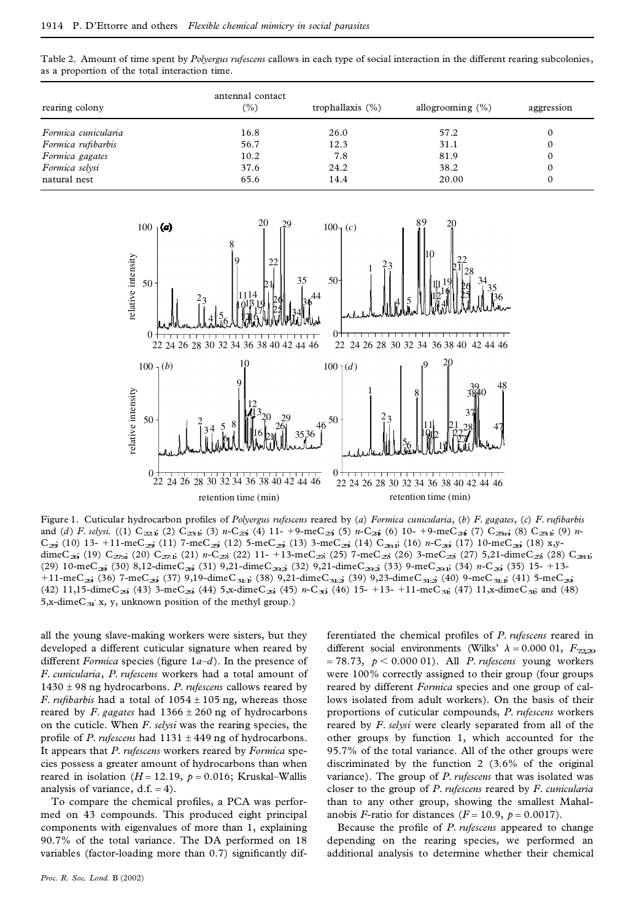Table 2. Amount of time spent by *Polyergus rufescens* callows in each type of social interaction in the different rearing subcolonies, as a proportion of the total interaction time.

| rearing colony | antennal contact (%) | trophallaxis (%) | allogrooming (%) | aggression |
|---|---|---|---|---|
| *Formica cunicularia* | 16.8 | 26.0 | 57.2 | 0 |
| *Formica rufibarbis* | 56.7 | 12.3 | 31.1 | 0 |
| *Formica gagates* | 10.2 | 7.8 | 81.9 | 0 |
| *Formica selysi* | 37.6 | 24.2 | 38.2 | 0 |
| natural nest | 65.6 | 14.4 | 20.00 | 0 |

Figure 1. Cuticular hydrocarbon profiles of *Polyergus rufescens* reared by (*a*) *Formica cunicularia*, (*b*) *F. gagates*, (*c*) *F. rufibarbis* and (*d*) *F. selysi*. ((1) $C_{22:1}$; (2) $C_{23:1}$; (3) $n$-$C_{23}$; (4) 11- +9-me$C_{23}$; (5) $n$-$C_{24}$; (6) 10- +9-me$C_{24}$; (7) $C_{25:n}$; (8) $C_{25:1}$; (9) $n$-$C_{25}$; (10) 13- +11-me$C_{25}$; (11) 7-me$C_{25}$; (12) 5-me$C_{25}$; (13) 3-me$C_{25}$; (14) $C_{26:1}$; (16) $n$-$C_{26}$; (17) 10-me$C_{26}$; (18) x,y-dime$C_{26}$; (19) $C_{27:n}$; (20) $C_{27:1}$; (21) $n$-$C_{27}$; (22) 11- +13-me$C_{27}$; (25) 7-me$C_{27}$; (26) 3-me$C_{27}$; (27) 5,21-dime$C_{27}$; (28) $C_{28:1}$; (29) 10-me$C_{28}$; (30) 8,12-dime$C_{28}$; (31) 9,21-dime$C_{29:2}$; (32) 9,21-dime$C_{29:2}$; (33) 9-me$C_{29:1}$; (34) $n$-$C_{29}$; (35) 15- +13- +11-me$C_{29}$; (36) 7-me$C_{29}$; (37) 9,19-dime$C_{31:1}$; (38) 9,21-dime$C_{31:2}$; (39) 9,23-dime$C_{31:2}$; (40) 9-me$C_{31:1}$; (41) 5-me$C_{29}$; (42) 11,15-dime$C_{29}$; (43) 3-me$C_{29}$; (44) 5,x-dime$C_{29}$; (45) $n$-$C_{30}$; (46) 15- +13- +11-me$C_{31}$; (47) 11,x-dime$C_{31}$; and (48) 5,x-dime$C_{31}$. x, y, unknown position of the methyl group.)

all the young slave-making workers were sisters, but they developed a different cuticular signature when reared by different *Formica* species (figure 1*a–d*). In the presence of *F. cunicularia*, *P. rufescens* workers had a total amount of 1430 ± 98 ng hydrocarbons. *P. rufescens* callows reared by *F. rufibarbis* had a total of 1054 ± 105 ng, whereas those reared by *F. gagates* had 1366 ± 260 ng of hydrocarbons on the cuticle. When *F. selysi* was the rearing species, the profile of *P. rufescens* had 1131 ± 449 ng of hydrocarbons. It appears that *P. rufescens* workers reared by *Formica* species possess a greater amount of hydrocarbons than when reared in isolation ($H = 12.19$, $p = 0.016$; Kruskal–Wallis analysis of variance, d.f. = 4).

To compare the chemical profiles, a PCA was performed on 43 compounds. This produced eight principal components with eigenvalues of more than 1, explaining 90.7% of the total variance. The DA performed on 18 variables (factor-loading more than 0.7) significantly differentiated the chemical profiles of *P. rufescens* reared in different social environments (Wilks' $\lambda = 0.000\ 01$, $F_{72,29} = 78.73$, $p < 0.000\ 01$). All *P. rufescens* young workers were 100% correctly assigned to their group (four groups reared by different *Formica* species and one group of callows isolated from adult workers). On the basis of their proportions of cuticular compounds, *P. rufescens* workers reared by *F. selysi* were clearly separated from all of the other groups by function 1, which accounted for the 95.7% of the total variance. All of the other groups were discriminated by the function 2 (3.6% of the original variance). The group of *P. rufescens* that was isolated was closer to the group of *P. rufescens* reared by *F. cunicularia* than to any other group, showing the smallest Mahalanobis *F*-ratio for distances ($F = 10.9$, $p = 0.0017$).

Because the profile of *P. rufescens* appeared to change depending on the rearing species, we performed an additional analysis to determine whether their chemical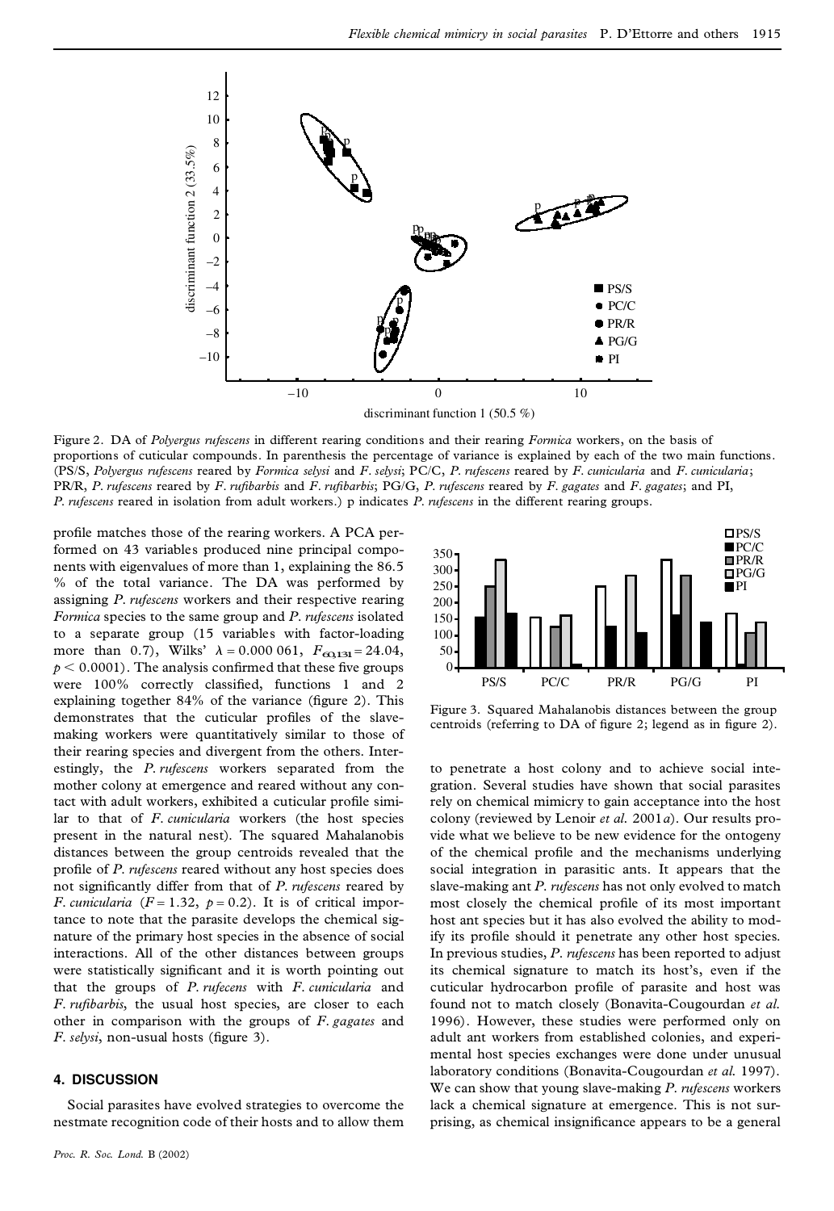Figure 2. DA of *Polyergus rufescens* in different rearing conditions and their rearing *Formica* workers, on the basis of proportions of cuticular compounds. In parenthesis the percentage of variance is explained by each of the two main functions. (PS/S, *Polyergus rufescens* reared by *Formica selysi* and *F. selysi*; PC/C, *P. rufescens* reared by *F. cunicularia* and *F. cunicularia*; PR/R, *P. rufescens* reared by *F. rufibarbis* and *F. rufibarbis*; PG/G, *P. rufescens* reared by *F. gagates* and *F. gagates*; and PI, *P. rufescens* reared in isolation from adult workers.) p indicates *P. rufescens* in the different rearing groups.

profile matches those of the rearing workers. A PCA performed on 43 variables produced nine principal components with eigenvalues of more than 1, explaining the 86.5 % of the total variance. The DA was performed by assigning *P. rufescens* workers and their respective rearing *Formica* species to the same group and *P. rufescens* isolated to a separate group (15 variables with factor-loading more than 0.7), Wilks' $\lambda = 0.000\,061$, $F_{60,131} = 24.04$, $p < 0.0001$). The analysis confirmed that these five groups were 100% correctly classified, functions 1 and 2 explaining together 84% of the variance (figure 2). This demonstrates that the cuticular profiles of the slave-making workers were quantitatively similar to those of their rearing species and divergent from the others. Interestingly, the *P. rufescens* workers separated from the mother colony at emergence and reared without any contact with adult workers, exhibited a cuticular profile similar to that of *F. cunicularia* workers (the host species present in the natural nest). The squared Mahalanobis distances between the group centroids revealed that the profile of *P. rufescens* reared without any host species does not significantly differ from that of *P. rufescens* reared by *F. cunicularia* ($F = 1.32$, $p = 0.2$). It is of critical importance to note that the parasite develops the chemical signature of the primary host species in the absence of social interactions. All of the other distances between groups were statistically significant and it is worth pointing out that the groups of *P. rufescens* with *F. cunicularia* and *F. rufibarbis*, the usual host species, are closer to each other in comparison with the groups of *F. gagates* and *F. selysi*, non-usual hosts (figure 3).

Figure 3. Squared Mahalanobis distances between the group centroids (referring to DA of figure 2; legend as in figure 2).

## 4. DISCUSSION

Social parasites have evolved strategies to overcome the nestmate recognition code of their hosts and to allow them to penetrate a host colony and to achieve social integration. Several studies have shown that social parasites rely on chemical mimicry to gain acceptance into the host colony (reviewed by Lenoir *et al.* 2001*a*). Our results provide what we believe to be new evidence for the ontogeny of the chemical profile and the mechanisms underlying social integration in parasitic ants. It appears that the slave-making ant *P. rufescens* has not only evolved to match most closely the chemical profile of its most important host ant species but it has also evolved the ability to modify its profile should it penetrate any other host species. In previous studies, *P. rufescens* has been reported to adjust its chemical signature to match its host's, even if the cuticular hydrocarbon profile of parasite and host was found not to match closely (Bonavita-Cougourdan *et al.* 1996). However, these studies were performed only on adult ant workers from established colonies, and experimental host species exchanges were done under unusual laboratory conditions (Bonavita-Cougourdan *et al.* 1997). We can show that young slave-making *P. rufescens* workers lack a chemical signature at emergence. This is not surprising, as chemical insignificance appears to be a general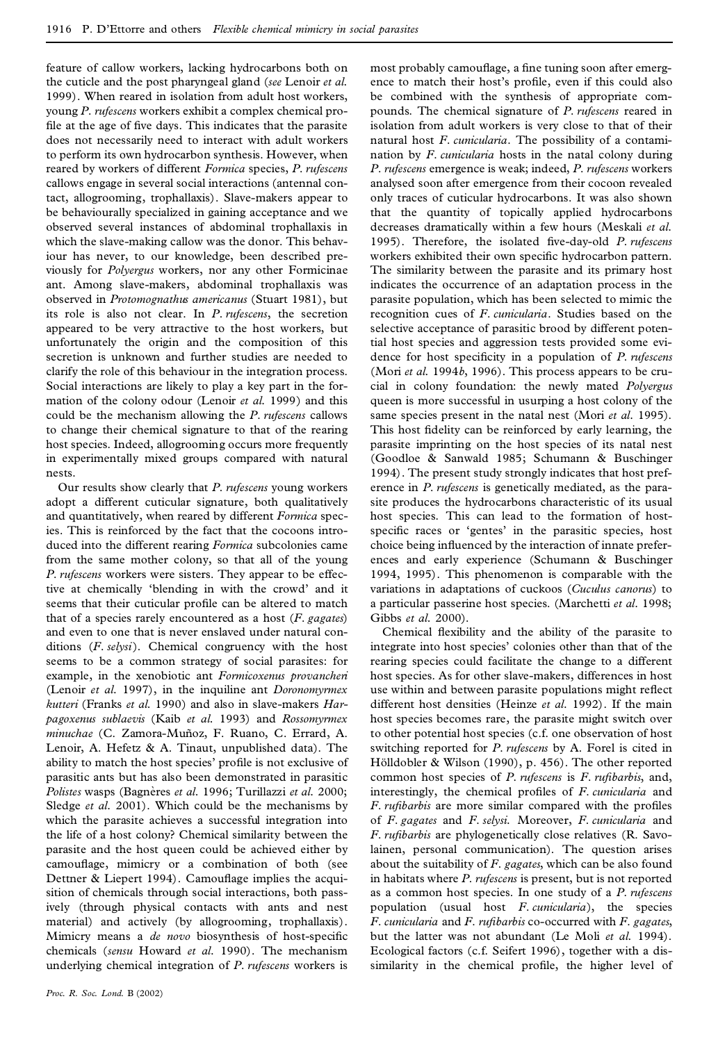feature of callow workers, lacking hydrocarbons both on the cuticle and the post pharyngeal gland (*see* Lenoir *et al.* 1999). When reared in isolation from adult host workers, young *P. rufescens* workers exhibit a complex chemical profile at the age of five days. This indicates that the parasite does not necessarily need to interact with adult workers to perform its own hydrocarbon synthesis. However, when reared by workers of different *Formica* species, *P. rufescens* callows engage in several social interactions (antennal contact, allogrooming, trophallaxis). Slave-makers appear to be behaviourally specialized in gaining acceptance and we observed several instances of abdominal trophallaxis in which the slave-making callow was the donor. This behaviour has never, to our knowledge, been described previously for *Polyergus* workers, nor any other Formicinae ant. Among slave-makers, abdominal trophallaxis was observed in *Protomognathus americanus* (Stuart 1981), but its role is also not clear. In *P. rufescens*, the secretion appeared to be very attractive to the host workers, but unfortunately the origin and the composition of this secretion is unknown and further studies are needed to clarify the role of this behaviour in the integration process. Social interactions are likely to play a key part in the formation of the colony odour (Lenoir *et al.* 1999) and this could be the mechanism allowing the *P. rufescens* callows to change their chemical signature to that of the rearing host species. Indeed, allogrooming occurs more frequently in experimentally mixed groups compared with natural nests.

Our results show clearly that *P. rufescens* young workers adopt a different cuticular signature, both qualitatively and quantitatively, when reared by different *Formica* species. This is reinforced by the fact that the cocoons introduced into the different rearing *Formica* subcolonies came from the same mother colony, so that all of the young *P. rufescens* workers were sisters. They appear to be effective at chemically 'blending in with the crowd' and it seems that their cuticular profile can be altered to match that of a species rarely encountered as a host (*F. gagates*) and even to one that is never enslaved under natural conditions (*F. selysi*). Chemical congruency with the host seems to be a common strategy of social parasites: for example, in the xenobiotic ant *Formicoxenus provancheri* (Lenoir *et al.* 1997), in the inquiline ant *Doronomyrmex kutteri* (Franks *et al.* 1990) and also in slave-makers *Harpagoxenus sublaevis* (Kaib *et al.* 1993) and *Rossomyrmex minuchae* (C. Zamora-Muñoz, F. Ruano, C. Errard, A. Lenoir, A. Hefetz & A. Tinaut, unpublished data). The ability to match the host species' profile is not exclusive of parasitic ants but has also been demonstrated in parasitic *Polistes* wasps (Bagnères *et al.* 1996; Turillazzi *et al.* 2000; Sledge *et al.* 2001). Which could be the mechanisms by which the parasite achieves a successful integration into the life of a host colony? Chemical similarity between the parasite and the host queen could be achieved either by camouflage, mimicry or a combination of both (see Dettner & Liepert 1994). Camouflage implies the acquisition of chemicals through social interactions, both passively (through physical contacts with ants and nest material) and actively (by allogrooming, trophallaxis). Mimicry means a *de novo* biosynthesis of host-specific chemicals (*sensu* Howard *et al.* 1990). The mechanism underlying chemical integration of *P. rufescens* workers is most probably camouflage, a fine tuning soon after emergence to match their host's profile, even if this could also be combined with the synthesis of appropriate compounds. The chemical signature of *P. rufescens* reared in isolation from adult workers is very close to that of their natural host *F. cunicularia*. The possibility of a contamination by *F. cunicularia* hosts in the natal colony during *P. rufescens* emergence is weak; indeed, *P. rufescens* workers analysed soon after emergence from their cocoon revealed only traces of cuticular hydrocarbons. It was also shown that the quantity of topically applied hydrocarbons decreases dramatically within a few hours (Meskali *et al.* 1995). Therefore, the isolated five-day-old *P. rufescens* workers exhibited their own specific hydrocarbon pattern. The similarity between the parasite and its primary host indicates the occurrence of an adaptation process in the parasite population, which has been selected to mimic the recognition cues of *F. cunicularia*. Studies based on the selective acceptance of parasitic brood by different potential host species and aggression tests provided some evidence for host specificity in a population of *P. rufescens* (Mori *et al.* 1994*b*, 1996). This process appears to be crucial in colony foundation: the newly mated *Polyergus* queen is more successful in usurping a host colony of the same species present in the natal nest (Mori *et al.* 1995). This host fidelity can be reinforced by early learning, the parasite imprinting on the host species of its natal nest (Goodloe & Sanwald 1985; Schumann & Buschinger 1994). The present study strongly indicates that host preference in *P. rufescens* is genetically mediated, as the parasite produces the hydrocarbons characteristic of its usual host species. This can lead to the formation of host-specific races or 'gentes' in the parasitic species, host choice being influenced by the interaction of innate preferences and early experience (Schumann & Buschinger 1994, 1995). This phenomenon is comparable with the variations in adaptations of cuckoos (*Cuculus canorus*) to a particular passerine host species. (Marchetti *et al.* 1998; Gibbs *et al.* 2000).

Chemical flexibility and the ability of the parasite to integrate into host species' colonies other than that of the rearing species could facilitate the change to a different host species. As for other slave-makers, differences in host use within and between parasite populations might reflect different host densities (Heinze *et al.* 1992). If the main host species becomes rare, the parasite might switch over to other potential host species (c.f. one observation of host switching reported for *P. rufescens* by A. Forel is cited in Hölldobler & Wilson (1990), p. 456). The other reported common host species of *P. rufescens* is *F. rufibarbis*, and, interestingly, the chemical profiles of *F. cunicularia* and *F. rufibarbis* are more similar compared with the profiles of *F. gagates* and *F. selysi*. Moreover, *F. cunicularia* and *F. rufibarbis* are phylogenetically close relatives (R. Savolainen, personal communication). The question arises about the suitability of *F. gagates*, which can be also found in habitats where *P. rufescens* is present, but is not reported as a common host species. In one study of a *P. rufescens* population (usual host *F. cunicularia*), the species *F. cunicularia* and *F. rufibarbis* co-occurred with *F. gagates*, but the latter was not abundant (Le Moli *et al.* 1994). Ecological factors (c.f. Seifert 1996), together with a dissimilarity in the chemical profile, the higher level of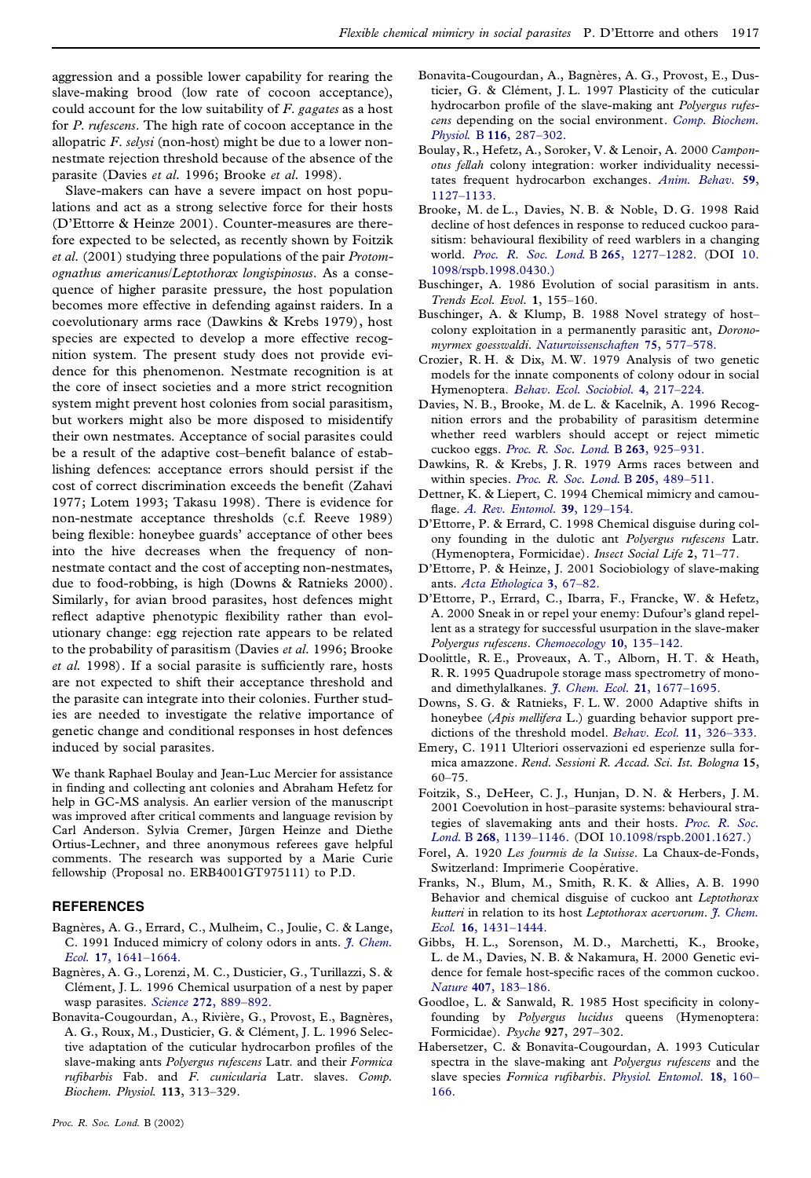aggression and a possible lower capability for rearing the slave-making brood (low rate of cocoon acceptance), could account for the low suitability of *F. gagates* as a host for *P. rufescens*. The high rate of cocoon acceptance in the allopatric *F. selysi* (non-host) might be due to a lower non-nestmate rejection threshold because of the absence of the parasite (Davies *et al.* 1996; Brooke *et al.* 1998).

Slave-makers can have a severe impact on host populations and act as a strong selective force for their hosts (D'Ettorre & Heinze 2001). Counter-measures are therefore expected to be selected, as recently shown by Foitzik *et al.* (2001) studying three populations of the pair *Protomognathus americanus*/*Leptothorax longispinosus*. As a consequence of higher parasite pressure, the host population becomes more effective in defending against raiders. In a coevolutionary arms race (Dawkins & Krebs 1979), host species are expected to develop a more effective recognition system. The present study does not provide evidence for this phenomenon. Nestmate recognition is at the core of insect societies and a more strict recognition system might prevent host colonies from social parasitism, but workers might also be more disposed to misidentify their own nestmates. Acceptance of social parasites could be a result of the adaptive cost–benefit balance of establishing defences: acceptance errors should persist if the cost of correct discrimination exceeds the benefit (Zahavi 1977; Lotem 1993; Takasu 1998). There is evidence for non-nestmate acceptance thresholds (c.f. Reeve 1989) being flexible: honeybee guards' acceptance of other bees into the hive decreases when the frequency of non-nestmate contact and the cost of accepting non-nestmates, due to food-robbing, is high (Downs & Ratnieks 2000). Similarly, for avian brood parasites, host defences might reflect adaptive phenotypic flexibility rather than evolutionary change: egg rejection rate appears to be related to the probability of parasitism (Davies *et al.* 1996; Brooke *et al.* 1998). If a social parasite is sufficiently rare, hosts are not expected to shift their acceptance threshold and the parasite can integrate into their colonies. Further studies are needed to investigate the relative importance of genetic change and conditional responses in host defences induced by social parasites.

We thank Raphael Boulay and Jean-Luc Mercier for assistance in finding and collecting ant colonies and Abraham Hefetz for help in GC-MS analysis. An earlier version of the manuscript was improved after critical comments and language revision by Carl Anderson. Sylvia Cremer, Jürgen Heinze and Diethe Ortius-Lechner, and three anonymous referees gave helpful comments. The research was supported by a Marie Curie fellowship (Proposal no. ERB4001GT975111) to P.D.

## REFERENCES

Bagnères, A. G., Errard, C., Mulheim, C., Joulie, C. & Lange, C. 1991 Induced mimicry of colony odors in ants. *J. Chem. Ecol.* **17**, 1641–1664.

Bagnères, A. G., Lorenzi, M. C., Dusticier, G., Turillazzi, S. & Clément, J. L. 1996 Chemical usurpation of a nest by paper wasp parasites. *Science* **272**, 889–892.

Bonavita-Cougourdan, A., Rivière, G., Provost, E., Bagnères, A. G., Roux, M., Dusticier, G. & Clément, J. L. 1996 Selective adaptation of the cuticular hydrocarbon profiles of the slave-making ants *Polyergus rufescens* Latr. and their *Formica rufibarbis* Fab. and *F. cunicularia* Latr. slaves. *Comp. Biochem. Physiol.* **113**, 313–329.

Bonavita-Cougourdan, A., Bagnères, A. G., Provost, E., Dusticier, G. & Clément, J. L. 1997 Plasticity of the cuticular hydrocarbon profile of the slave-making ant *Polyergus rufescens* depending on the social environment. *Comp. Biochem. Physiol.* B **116**, 287–302.

Boulay, R., Hefetz, A., Soroker, V. & Lenoir, A. 2000 *Camponotus fellah* colony integration: worker individuality necessitates frequent hydrocarbon exchanges. *Anim. Behav.* **59**, 1127–1133.

Brooke, M. de L., Davies, N. B. & Noble, D. G. 1998 Raid decline of host defences in response to reduced cuckoo parasitism: behavioural flexibility of reed warblers in a changing world. *Proc. R. Soc. Lond.* B **265**, 1277–1282. (DOI 10.1098/rspb.1998.0430.)

Buschinger, A. 1986 Evolution of social parasitism in ants. *Trends Ecol. Evol.* **1**, 155–160.

Buschinger, A. & Klump, B. 1988 Novel strategy of host–colony exploitation in a permanently parasitic ant, *Doronomyrmex goesswaldi*. *Naturwissenschaften* **75**, 577–578.

Crozier, R. H. & Dix, M. W. 1979 Analysis of two genetic models for the innate components of colony odour in social Hymenoptera. *Behav. Ecol. Sociobiol.* **4**, 217–224.

Davies, N. B., Brooke, M. de L. & Kacelnik, A. 1996 Recognition errors and the probability of parasitism determine whether reed warblers should accept or reject mimetic cuckoo eggs. *Proc. R. Soc. Lond.* B **263**, 925–931.

Dawkins, R. & Krebs, J. R. 1979 Arms races between and within species. *Proc. R. Soc. Lond.* B **205**, 489–511.

Dettner, K. & Liepert, C. 1994 Chemical mimicry and camouflage. *A. Rev. Entomol.* **39**, 129–154.

D'Ettorre, P. & Errard, C. 1998 Chemical disguise during colony founding in the dulotic ant *Polyergus rufescens* Latr. (Hymenoptera, Formicidae). *Insect Social Life* **2**, 71–77.

D'Ettorre, P. & Heinze, J. 2001 Sociobiology of slave-making ants. *Acta Ethologica* **3**, 67–82.

D'Ettorre, P., Errard, C., Ibarra, F., Francke, W. & Hefetz, A. 2000 Sneak in or repel your enemy: Dufour's gland repellent as a strategy for successful usurpation in the slave-maker *Polyergus rufescens*. *Chemoecology* **10**, 135–142.

Doolittle, R. E., Proveaux, A. T., Alborn, H. T. & Heath, R. R. 1995 Quadrupole storage mass spectrometry of mono- and dimethylalkanes. *J. Chem. Ecol.* **21**, 1677–1695.

Downs, S. G. & Ratnieks, F. L. W. 2000 Adaptive shifts in honeybee (*Apis mellifera* L.) guarding behavior support predictions of the threshold model. *Behav. Ecol.* **11**, 326–333.

Emery, C. 1911 Ulteriori osservazioni ed esperienze sulla formica amazzone. *Rend. Sessioni R. Accad. Sci. Ist. Bologna* **15**, 60–75.

Foitzik, S., DeHeer, C. J., Hunjan, D. N. & Herbers, J. M. 2001 Coevolution in host–parasite systems: behavioural strategies of slavemaking ants and their hosts. *Proc. R. Soc. Lond.* B **268**, 1139–1146. (DOI 10.1098/rspb.2001.1627.)

Forel, A. 1920 *Les fourmis de la Suisse*. La Chaux-de-Fonds, Switzerland: Imprimerie Coopérative.

Franks, N., Blum, M., Smith, R. K. & Allies, A. B. 1990 Behavior and chemical disguise of cuckoo ant *Leptothorax kutteri* in relation to its host *Leptothorax acervorum*. *J. Chem. Ecol.* **16**, 1431–1444.

Gibbs, H. L., Sorenson, M. D., Marchetti, K., Brooke, L. de M., Davies, N. B. & Nakamura, H. 2000 Genetic evidence for female host-specific races of the common cuckoo. *Nature* **407**, 183–186.

Goodloe, L. & Sanwald, R. 1985 Host specificity in colony-founding by *Polyergus lucidus* queens (Hymenoptera: Formicidae). *Psyche* **927**, 297–302.

Habersetzer, C. & Bonavita-Cougourdan, A. 1993 Cuticular spectra in the slave-making ant *Polyergus rufescens* and the slave species *Formica rufibarbis*. *Physiol. Entomol.* **18**, 160–166.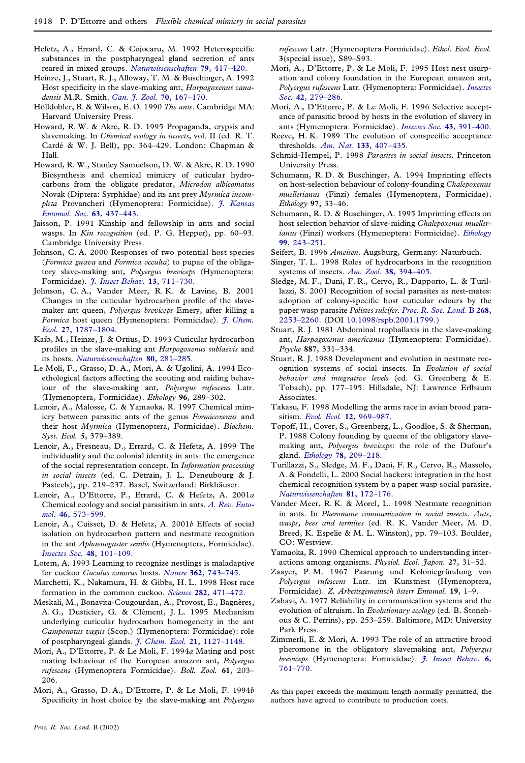Hefetz, A., Errard, C. & Cojocaru, M. 1992 Heterospecific substances in the postpharyngeal gland secretion of ants reared in mixed groups. *Naturwissenschaften* **79**, 417–420.

Heinze, J., Stuart, R. J., Alloway, T. M. & Buschinger, A. 1992 Host specificity in the slave-making ant, *Harpagoxenus canadensis* M.R. Smith. *Can. J. Zool.* **70**, 167–170.

Hölldobler, B. & Wilson, E. O. 1990 *The ants*. Cambridge MA: Harvard University Press.

Howard, R. W. & Akre, R. D. 1995 Propaganda, crypsis and slavemaking. In *Chemical ecology in insects*, vol. II (ed. R. T. Cardé & W. J. Bell), pp. 364–429. London: Chapman & Hall.

Howard, R. W., Stanley Samuelson, D. W. & Akre, R. D. 1990 Biosynthesis and chemical mimicry of cuticular hydrocarbons from the obligate predator, *Microdon albicomatus* Novak (Diptera: Syrphidae) and its ant prey *Myrmica incompleta* Provancheri (Hymenoptera: Formicidae). *J. Kansas Entomol. Soc.* **63**, 437–443.

Jaisson, P. 1991 Kinship and fellowship in ants and social wasps. In *Kin recognition* (ed. P. G. Hepper), pp. 60–93. Cambridge University Press.

Johnson, C. A. 2000 Responses of two potential host species (*Formica gnava* and *Formica occulta*) to pupae of the obligatory slave-making ant, *Polyergus breviceps* (Hymenoptera: Formicidae). *J. Insect Behav.* **13**, 711–730.

Johnson, C. A., Vander Meer, R. K. & Lavine, B. 2001 Changes in the cuticular hydrocarbon profile of the slave-maker ant queen, *Polyergus breviceps* Emery, after killing a *Formica* host queen (Hymenoptera: Formicidae). *J. Chem. Ecol.* **27**, 1787–1804.

Kaib, M., Heinze, J. & Ortius, D. 1993 Cuticular hydrocarbon profiles in the slave-making ant *Harpagoxenus sublaevis* and its hosts. *Naturwissenschaften* **80**, 281–285.

Le Moli, F., Grasso, D. A., Mori, A. & Ugolini, A. 1994 Eco-ethological factors affecting the scouting and raiding behaviour of the slave-making ant, *Polyergus rufescens* Latr. (Hymenoptera, Formicidae). *Ethology* **96**, 289–302.

Lenoir, A., Malosse, C. & Yamaoka, R. 1997 Chemical mimicry between parasitic ants of the genus *Formicoxenus* and their host *Myrmica* (Hymenoptera, Formicidae). *Biochem. Syst. Ecol.* **5**, 379–389.

Lenoir, A., Fresneau, D., Errard, C. & Hefetz, A. 1999 The individuality and the colonial identity in ants: the emergence of the social representation concept. In *Information processing in social insects* (ed. C. Detrain, J. L. Deneubourg & J. Pasteels), pp. 219–237. Basel, Switzerland: Birkhäuser.

Lenoir, A., D'Ettorre, P., Errard, C. & Hefetz, A. 2001*a* Chemical ecology and social parasitism in ants. *A. Rev. Entomol.* **46**, 573–599.

Lenoir, A., Cuisset, D. & Hefetz, A. 2001*b* Effects of social isolation on hydrocarbon pattern and nestmate recognition in the ant *Aphaenogaster senilis* (Hymenoptera, Formicidae). *Insectes Soc.* **48**, 101–109.

Lotem, A. 1993 Learning to recognize nestlings is maladaptive for cuckoo *Cuculus canorus* hosts. *Nature* **362**, 743–745.

Marchetti, K., Nakamura, H. & Gibbs, H. L. 1998 Host race formation in the common cuckoo. *Science* **282**, 471–472.

Meskali, M., Bonavita-Cougourdan, A., Provost, E., Bagnères, A. G., Dusticier, G. & Clément, J. L. 1995 Mechanism underlying cuticular hydrocarbon homogeneity in the ant *Camponotus vagus* (Scop.) (Hymenoptera: Formicidae): role of postpharyngeal glands. *J. Chem. Ecol.* **21**, 1127–1148.

Mori, A., D'Ettorre, P. & Le Moli, F. 1994*a* Mating and post mating behaviour of the European amazon ant, *Polyergus rufescens* (Hymenoptera Formicidae). *Boll. Zool.* **61**, 203–206.

Mori, A., Grasso, D. A., D'Ettorre, P. & Le Moli, F. 1994*b* Specificity in host choice by the slave-making ant *Polyergus rufescens* Latr. (Hymenoptera Formicidae). *Ethol. Ecol. Evol.* **3**(special issue), S89–S93.

Mori, A., D'Ettorre, P. & Le Moli, F. 1995 Host nest usurpation and colony foundation in the European amazon ant, *Polyergus rufescens* Latr. (Hymenoptera: Formicidae). *Insectes Soc.* **42**, 279–286.

Mori, A., D'Ettorre, P. & Le Moli, F. 1996 Selective acceptance of parasitic brood by hosts in the evolution of slavery in ants (Hymenoptera: Formicidae). *Insectes Soc.* **43**, 391–400.

Reeve, H. K. 1989 The evolution of conspecific acceptance thresholds. *Am. Nat.* **133**, 407–435.

Schmid-Hempel, P. 1998 *Parasites in social insects*. Princeton University Press.

Schumann, R. D. & Buschinger, A. 1994 Imprinting effects on host-selection behaviour of colony-founding *Chalepoxenus muellerianus* (Finzi) females (Hymenoptera, Formicidae). *Ethology* **97**, 33–46.

Schumann, R. D. & Buschinger, A. 1995 Imprinting effects on host selection behavior of slave-raiding *Chalepoxenus muellerianus* (Finzi) workers (Hymenoptera: Formicidae). *Ethology* **99**, 243–251.

Seifert, B. 1996 *Ameisen*. Augsburg, Germany: Naturbuch.

Singer, T. L. 1998 Roles of hydrocarbons in the recognition systems of insects. *Am. Zool.* **38**, 394–405.

Sledge, M. F., Dani, F. R., Cervo, R., Dapporto, L. & Turillazzi, S. 2001 Recognition of social parasites as nest-mates: adoption of colony-specific host cuticular odours by the paper wasp parasite *Polistes sulcifer*. *Proc. R. Soc. Lond.* B **268**, 2253–2260. (DOI 10.1098/rspb.2001.1799.)

Stuart, R. J. 1981 Abdominal trophallaxis in the slave-making ant, *Harpagoxenus americanus* (Hymenoptera: Formicidae). *Psyche* **887**, 331–334.

Stuart, R. J. 1988 Development and evolution in nestmate recognition systems of social insects. In *Evolution of social behavior and integrative levels* (ed. G. Greenberg & E. Tobach), pp. 177–195. Hillsdale, NJ: Lawrence Erlbaum Associates.

Takasu, F. 1998 Modelling the arms race in avian brood parasitism. *Evol. Ecol.* **12**, 969–987.

Topoff, H., Cover, S., Greenberg, L., Goodloe, S. & Sherman, P. 1988 Colony founding by queens of the obligatory slave-making ant, *Polyergus breviceps*: the role of the Dufour's gland. *Ethology* **78**, 209–218.

Turillazzi, S., Sledge, M. F., Dani, F. R., Cervo, R., Massolo, A. & Fondelli, L. 2000 Social hackers: integration in the host chemical recognition system by a paper wasp social parasite. *Naturwissenschaften* **81**, 172–176.

Vander Meer, R. K. & Morel, L. 1998 Nestmate recognition in ants. In *Pheromone communication in social insects. Ants, wasps, bees and termites* (ed. R. K. Vander Meer, M. D. Breed, K. Espelie & M. L. Winston), pp. 79–103. Boulder, CO: Westview.

Yamaoka, R. 1990 Chemical approach to understanding interactions among organisms. *Physiol. Ecol. Japon.* **27**, 31–52.

Zaayer, P. M. 1967 Paarung und Koloniegründung von *Polyergus rufescens* Latr. im Kunstnest (Hymenoptera, Formicidae). *Z. Arbeitsgemeinsch österr Entomol.* **19**, 1–9.

Zahavi, A. 1977 Reliability in communication systems and the evolution of altruism. In *Evolutionary ecology* (ed. B. Stonehouse & C. Perrins), pp. 253–259. Baltimore, MD: University Park Press.

Zimmerli, E. & Mori, A. 1993 The role of an attractive brood pheromone in the obligatory slavemaking ant, *Polyergus breviceps* (Hymenoptera: Formicidae). *J. Insect Behav.* **6**, 761–770.

As this paper exceeds the maximum length normally permitted, the authors have agreed to contribute to production costs.